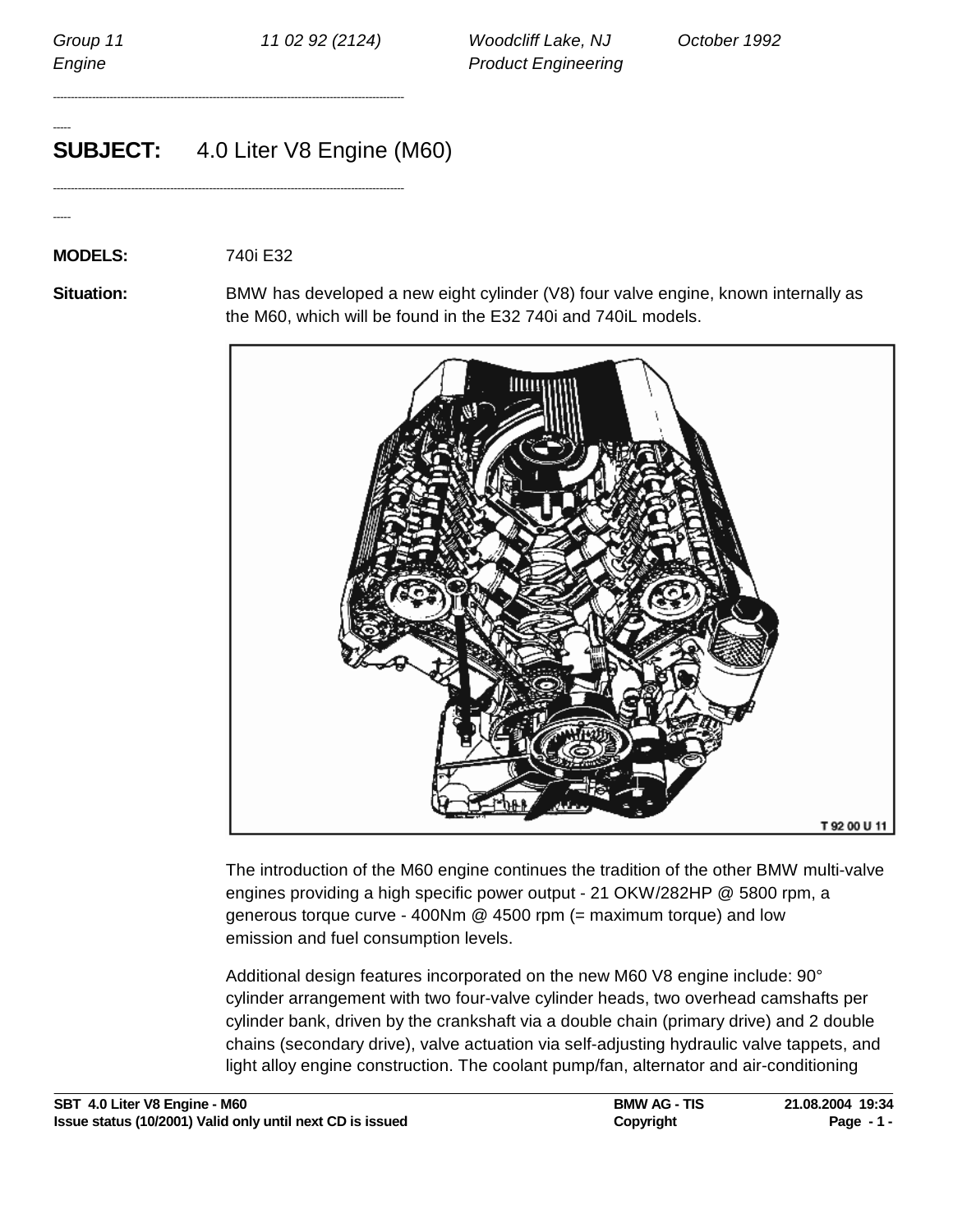*Group 11* *11 02 92 (2124)* *Woodcliff Lake, NJ* *October 1992*
*Engine* *Product Engineering*

---

# SUBJECT: 4.0 Liter V8 Engine (M60)

---

**MODELS:** 740i E32

**Situation:** BMW has developed a new eight cylinder (V8) four valve engine, known internally as the M60, which will be found in the E32 740i and 740iL models.

T 92 00 U 11

The introduction of the M60 engine continues the tradition of the other BMW multi-valve engines providing a high specific power output - 21 OKW/282HP @ 5800 rpm, a generous torque curve - 400Nm @ 4500 rpm (= maximum torque) and low emission and fuel consumption levels.

Additional design features incorporated on the new M60 V8 engine include: 90° cylinder arrangement with two four-valve cylinder heads, two overhead camshafts per cylinder bank, driven by the crankshaft via a double chain (primary drive) and 2 double chains (secondary drive), valve actuation via self-adjusting hydraulic valve tappets, and light alloy engine construction. The coolant pump/fan, alternator and air-conditioning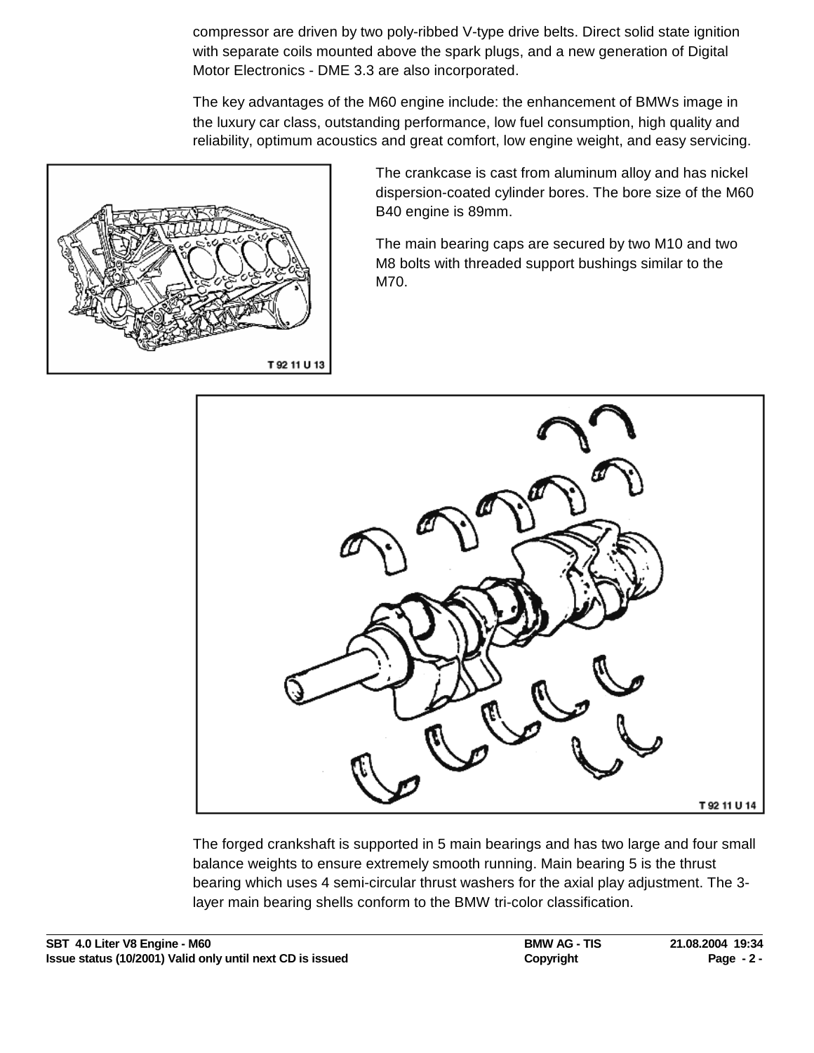compressor are driven by two poly-ribbed V-type drive belts. Direct solid state ignition with separate coils mounted above the spark plugs, and a new generation of Digital Motor Electronics - DME 3.3 are also incorporated.

The key advantages of the M60 engine include: the enhancement of BMWs image in the luxury car class, outstanding performance, low fuel consumption, high quality and reliability, optimum acoustics and great comfort, low engine weight, and easy servicing.

T 92 11 U 13

The crankcase is cast from aluminum alloy and has nickel dispersion-coated cylinder bores. The bore size of the M60 B40 engine is 89mm.

The main bearing caps are secured by two M10 and two M8 bolts with threaded support bushings similar to the M70.

T 92 11 U 14

The forged crankshaft is supported in 5 main bearings and has two large and four small balance weights to ensure extremely smooth running. Main bearing 5 is the thrust bearing which uses 4 semi-circular thrust washers for the axial play adjustment. The 3-layer main bearing shells conform to the BMW tri-color classification.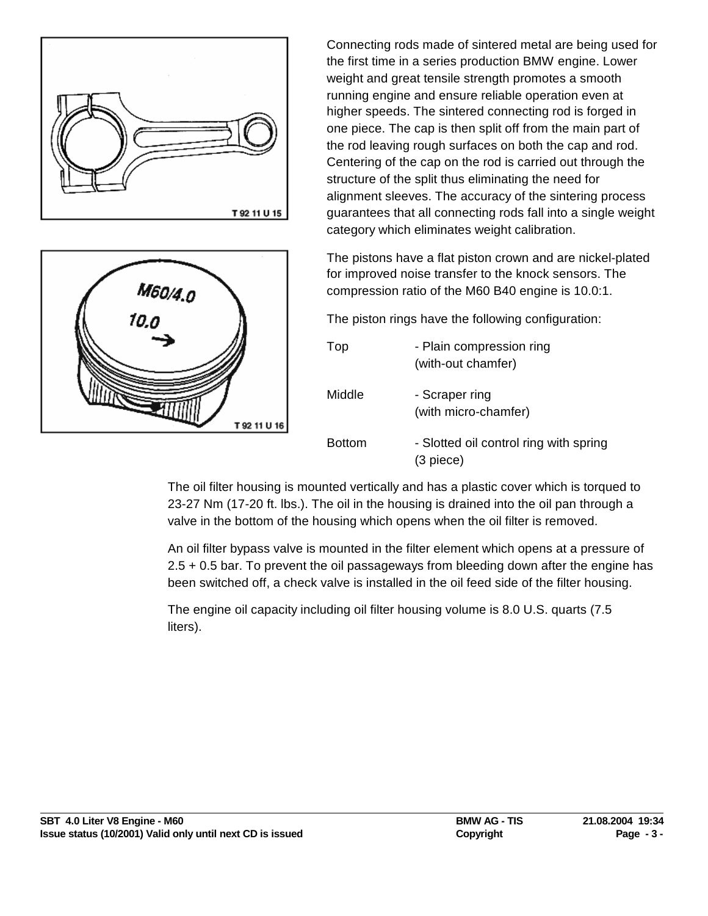Connecting rods made of sintered metal are being used for the first time in a series production BMW engine. Lower weight and great tensile strength promotes a smooth running engine and ensure reliable operation even at higher speeds. The sintered connecting rod is forged in one piece. The cap is then split off from the main part of the rod leaving rough surfaces on both the cap and rod. Centering of the cap on the rod is carried out through the structure of the split thus eliminating the need for alignment sleeves. The accuracy of the sintering process guarantees that all connecting rods fall into a single weight category which eliminates weight calibration.

T 92 11 U 15

The pistons have a flat piston crown and are nickel-plated for improved noise transfer to the knock sensors. The compression ratio of the M60 B40 engine is 10.0:1.

T 92 11 U 16

The piston rings have the following configuration:

| | |
|---|---|
| Top | - Plain compression ring (with-out chamfer) |
| Middle | - Scraper ring (with micro-chamfer) |
| Bottom | - Slotted oil control ring with spring (3 piece) |

The oil filter housing is mounted vertically and has a plastic cover which is torqued to 23-27 Nm (17-20 ft. lbs.). The oil in the housing is drained into the oil pan through a valve in the bottom of the housing which opens when the oil filter is removed.

An oil filter bypass valve is mounted in the filter element which opens at a pressure of 2.5 + 0.5 bar. To prevent the oil passageways from bleeding down after the engine has been switched off, a check valve is installed in the oil feed side of the filter housing.

The engine oil capacity including oil filter housing volume is 8.0 U.S. quarts (7.5 liters).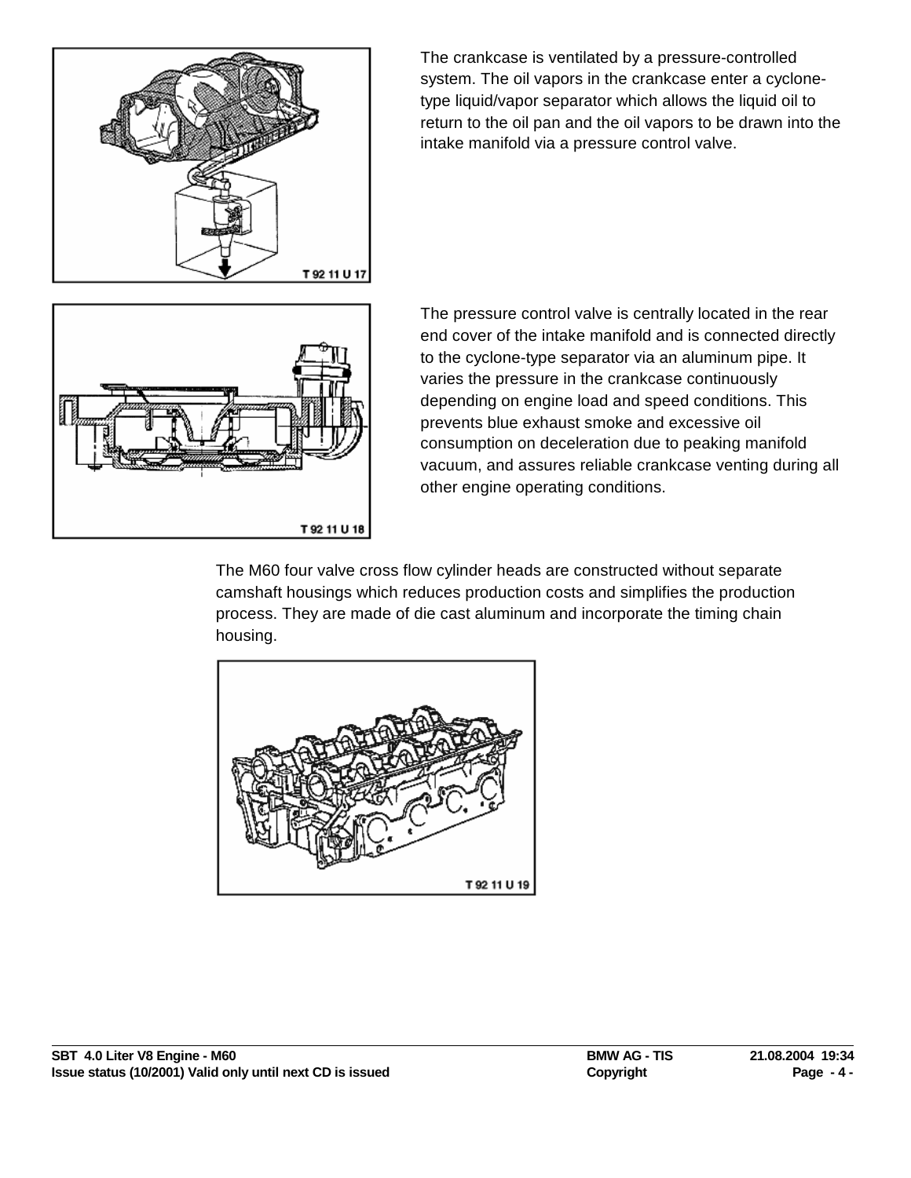The crankcase is ventilated by a pressure-controlled system. The oil vapors in the crankcase enter a cyclone-type liquid/vapor separator which allows the liquid oil to return to the oil pan and the oil vapors to be drawn into the intake manifold via a pressure control valve.

T 92 11 U 17

The pressure control valve is centrally located in the rear end cover of the intake manifold and is connected directly to the cyclone-type separator via an aluminum pipe. It varies the pressure in the crankcase continuously depending on engine load and speed conditions. This prevents blue exhaust smoke and excessive oil consumption on deceleration due to peaking manifold vacuum, and assures reliable crankcase venting during all other engine operating conditions.

T 92 11 U 18

The M60 four valve cross flow cylinder heads are constructed without separate camshaft housings which reduces production costs and simplifies the production process. They are made of die cast aluminum and incorporate the timing chain housing.

T 92 11 U 19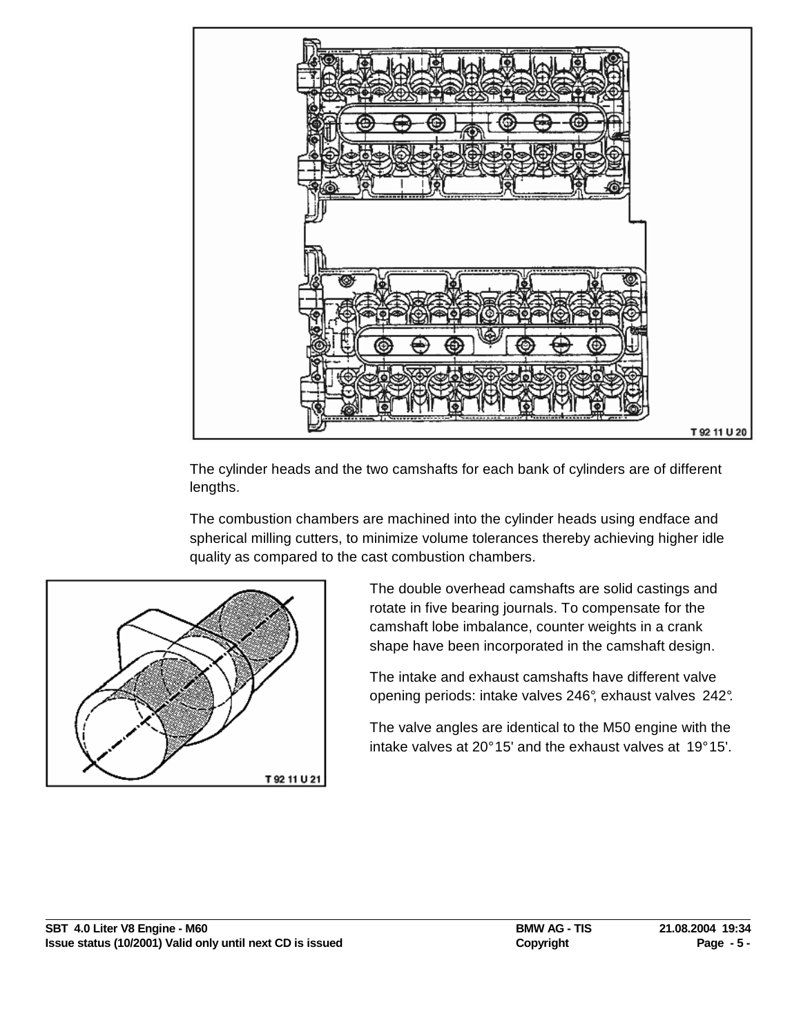T 92 11 U 20

The cylinder heads and the two camshafts for each bank of cylinders are of different lengths.

The combustion chambers are machined into the cylinder heads using endface and spherical milling cutters, to minimize volume tolerances thereby achieving higher idle quality as compared to the cast combustion chambers.

T 92 11 U 21

The double overhead camshafts are solid castings and rotate in five bearing journals. To compensate for the camshaft lobe imbalance, counter weights in a crank shape have been incorporated in the camshaft design.

The intake and exhaust camshafts have different valve opening periods: intake valves 246°, exhaust valves 242°.

The valve angles are identical to the M50 engine with the intake valves at 20°15' and the exhaust valves at 19°15'.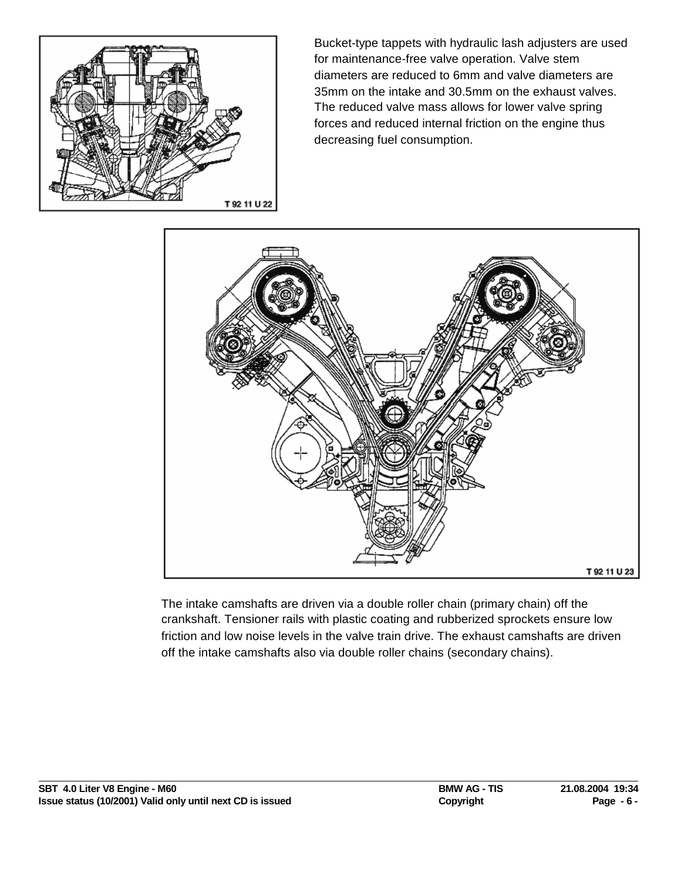T 92 11 U 22

Bucket-type tappets with hydraulic lash adjusters are used for maintenance-free valve operation. Valve stem diameters are reduced to 6mm and valve diameters are 35mm on the intake and 30.5mm on the exhaust valves. The reduced valve mass allows for lower valve spring forces and reduced internal friction on the engine thus decreasing fuel consumption.

T 92 11 U 23

The intake camshafts are driven via a double roller chain (primary chain) off the crankshaft. Tensioner rails with plastic coating and rubberized sprockets ensure low friction and low noise levels in the valve train drive. The exhaust camshafts are driven off the intake camshafts also via double roller chains (secondary chains).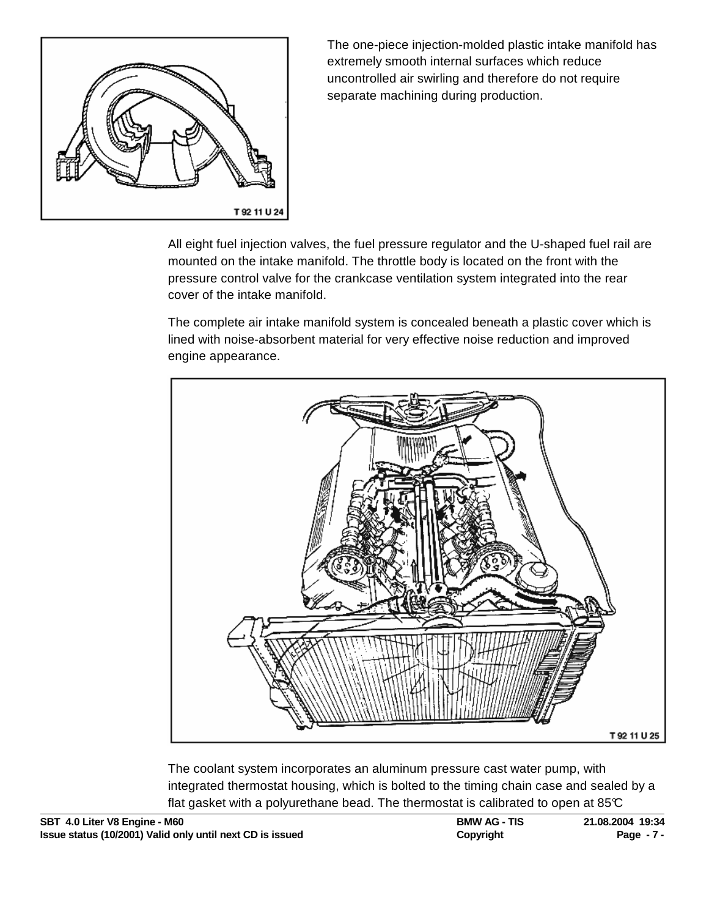The one-piece injection-molded plastic intake manifold has extremely smooth internal surfaces which reduce uncontrolled air swirling and therefore do not require separate machining during production.

T 92 11 U 24

All eight fuel injection valves, the fuel pressure regulator and the U-shaped fuel rail are mounted on the intake manifold. The throttle body is located on the front with the pressure control valve for the crankcase ventilation system integrated into the rear cover of the intake manifold.

The complete air intake manifold system is concealed beneath a plastic cover which is lined with noise-absorbent material for very effective noise reduction and improved engine appearance.

T 92 11 U 25

The coolant system incorporates an aluminum pressure cast water pump, with integrated thermostat housing, which is bolted to the timing chain case and sealed by a flat gasket with a polyurethane bead. The thermostat is calibrated to open at 85℃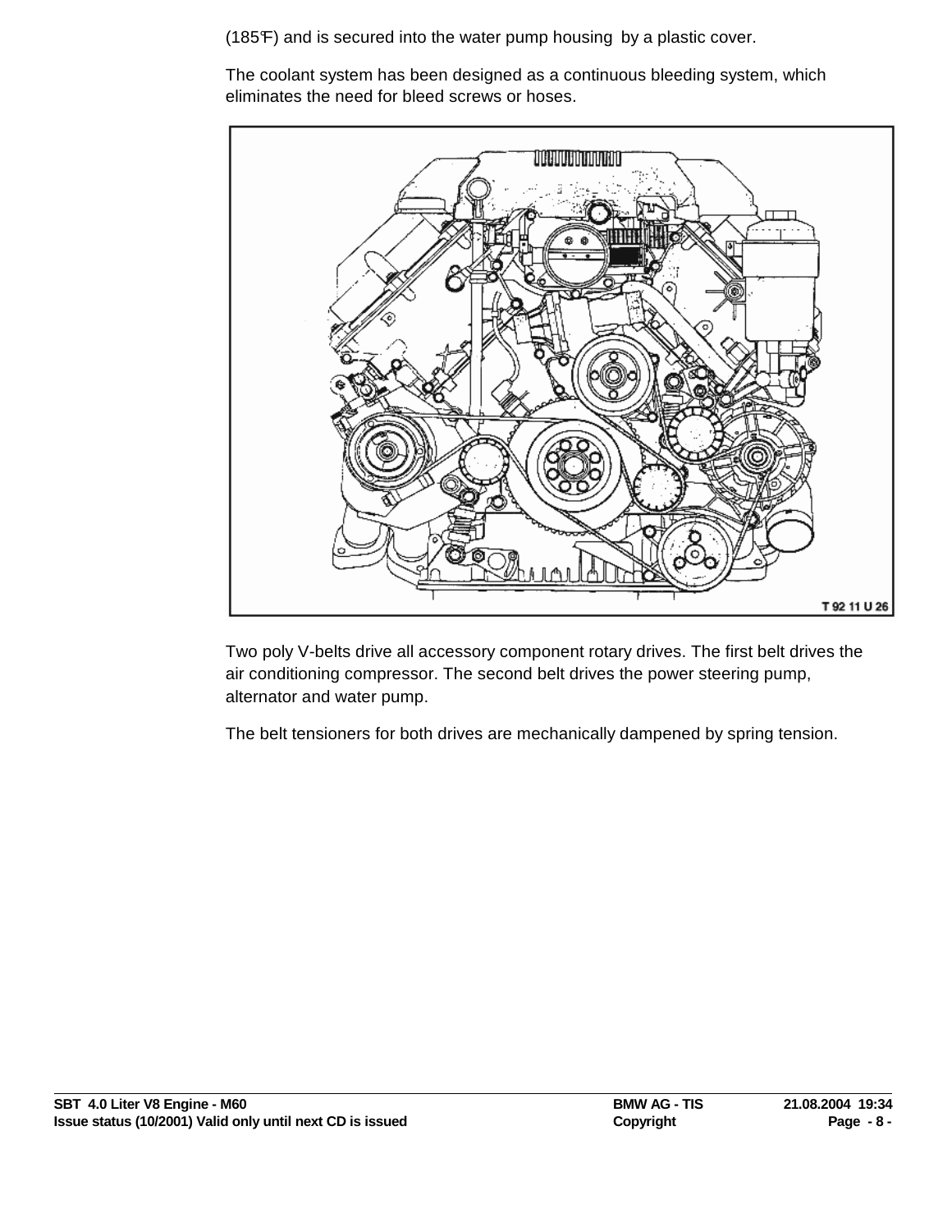(185℉) and is secured into the water pump housing by a plastic cover.

The coolant system has been designed as a continuous bleeding system, which eliminates the need for bleed screws or hoses.

T 92 11 U 26

Two poly V-belts drive all accessory component rotary drives. The first belt drives the air conditioning compressor. The second belt drives the power steering pump, alternator and water pump.

The belt tensioners for both drives are mechanically dampened by spring tension.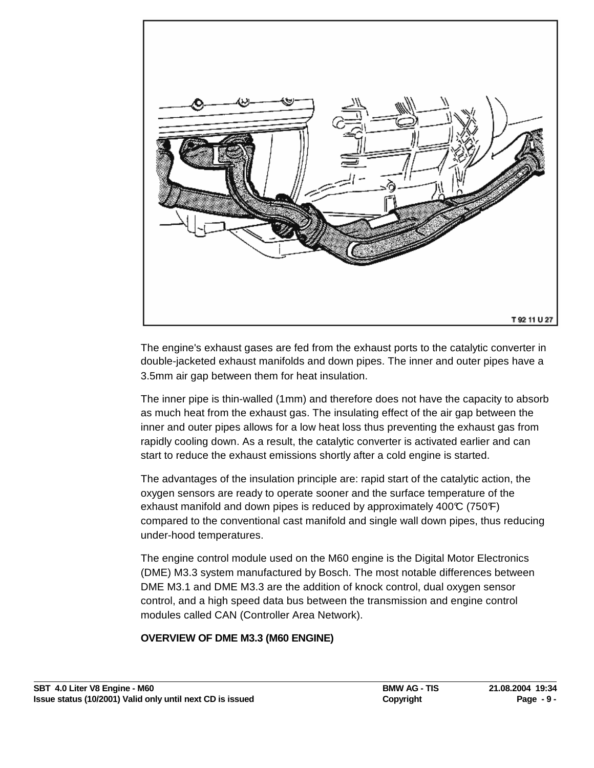T 92 11 U 27

The engine's exhaust gases are fed from the exhaust ports to the catalytic converter in double-jacketed exhaust manifolds and down pipes. The inner and outer pipes have a 3.5mm air gap between them for heat insulation.

The inner pipe is thin-walled (1mm) and therefore does not have the capacity to absorb as much heat from the exhaust gas. The insulating effect of the air gap between the inner and outer pipes allows for a low heat loss thus preventing the exhaust gas from rapidly cooling down. As a result, the catalytic converter is activated earlier and can start to reduce the exhaust emissions shortly after a cold engine is started.

The advantages of the insulation principle are: rapid start of the catalytic action, the oxygen sensors are ready to operate sooner and the surface temperature of the exhaust manifold and down pipes is reduced by approximately 400℃ (750℉) compared to the conventional cast manifold and single wall down pipes, thus reducing under-hood temperatures.

The engine control module used on the M60 engine is the Digital Motor Electronics (DME) M3.3 system manufactured by Bosch. The most notable differences between DME M3.1 and DME M3.3 are the addition of knock control, dual oxygen sensor control, and a high speed data bus between the transmission and engine control modules called CAN (Controller Area Network).

**OVERVIEW OF DME M3.3 (M60 ENGINE)**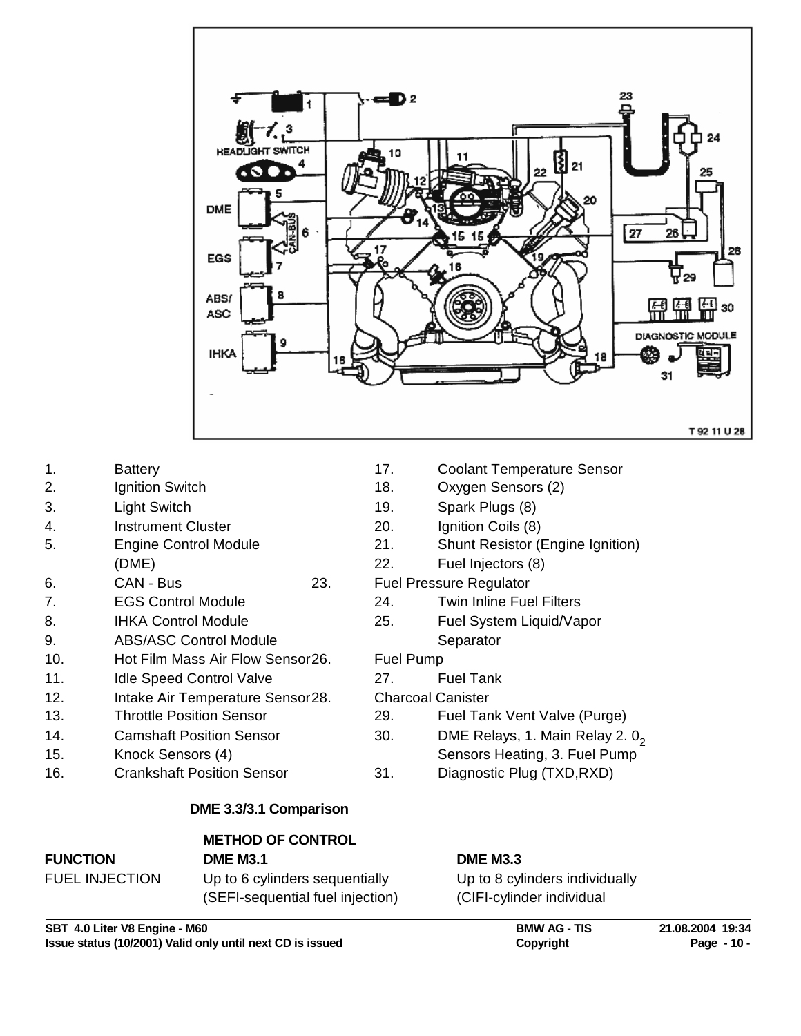1. Battery
2. Ignition Switch
3. Light Switch
4. Instrument Cluster
5. Engine Control Module (DME)
6. CAN - Bus
7. EGS Control Module
8. IHKA Control Module
9. ABS/ASC Control Module
10. Hot Film Mass Air Flow Sensor
11. Idle Speed Control Valve
12. Intake Air Temperature Sensor
13. Throttle Position Sensor
14. Camshaft Position Sensor
15. Knock Sensors (4)
16. Crankshaft Position Sensor
17. Coolant Temperature Sensor
18. Oxygen Sensors (2)
19. Spark Plugs (8)
20. Ignition Coils (8)
21. Shunt Resistor (Engine Ignition)
22. Fuel Injectors (8)
23. Fuel Pressure Regulator
24. Twin Inline Fuel Filters
25. Fuel System Liquid/Vapor Separator
26. Fuel Pump
27. Fuel Tank
28. Charcoal Canister
29. Fuel Tank Vent Valve (Purge)
30. DME Relays, 1. Main Relay 2. $0_2$ Sensors Heating, 3. Fuel Pump
31. Diagnostic Plug (TXD,RXD)

**DME 3.3/3.1 Comparison**

| | METHOD OF CONTROL | |
|---|---|---|
| **FUNCTION** | **DME M3.1** | **DME M3.3** |
| FUEL INJECTION | Up to 6 cylinders sequentially (SEFI-sequential fuel injection) | Up to 8 cylinders individually (CIFI-cylinder individual |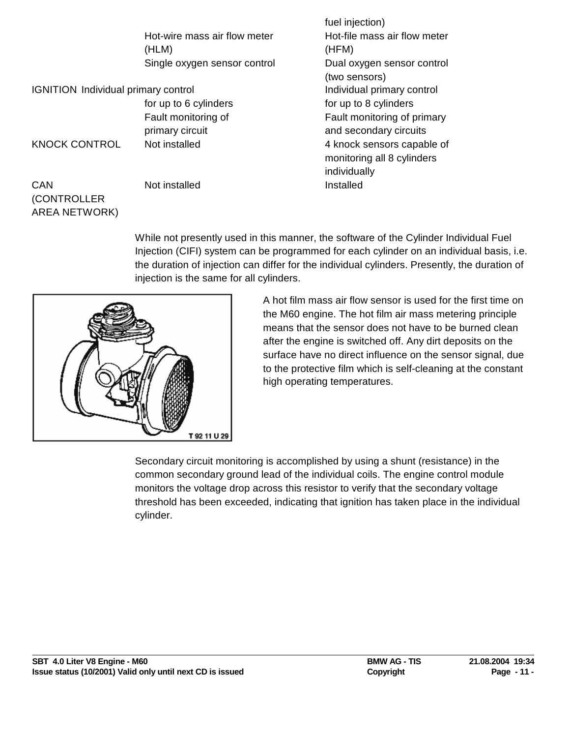| | | |
|---|---|---|
| | | fuel injection) |
| | Hot-wire mass air flow meter (HLM) | Hot-file mass air flow meter (HFM) |
| | Single oxygen sensor control | Dual oxygen sensor control (two sensors) |
| IGNITION | Individual primary control for up to 6 cylinders | Individual primary control for up to 8 cylinders |
| | Fault monitoring of primary circuit | Fault monitoring of primary and secondary circuits |
| KNOCK CONTROL | Not installed | 4 knock sensors capable of monitoring all 8 cylinders individually |
| CAN (CONTROLLER AREA NETWORK) | Not installed | Installed |

While not presently used in this manner, the software of the Cylinder Individual Fuel Injection (CIFI) system can be programmed for each cylinder on an individual basis, i.e. the duration of injection can differ for the individual cylinders. Presently, the duration of injection is the same for all cylinders.

A hot film mass air flow sensor is used for the first time on the M60 engine. The hot film air mass metering principle means that the sensor does not have to be burned clean after the engine is switched off. Any dirt deposits on the surface have no direct influence on the sensor signal, due to the protective film which is self-cleaning at the constant high operating temperatures.

T 92 11 U 29

Secondary circuit monitoring is accomplished by using a shunt (resistance) in the common secondary ground lead of the individual coils. The engine control module monitors the voltage drop across this resistor to verify that the secondary voltage threshold has been exceeded, indicating that ignition has taken place in the individual cylinder.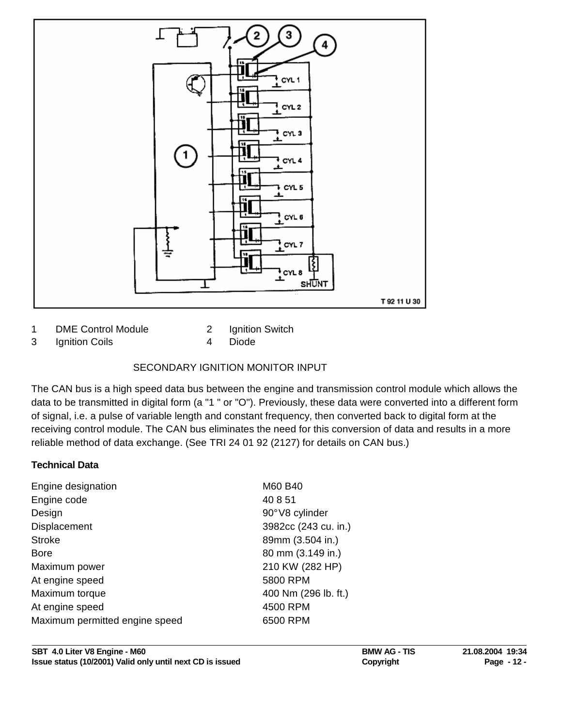| | | | |
|---|---|---|---|
| 1 | DME Control Module | 2 | Ignition Switch |
| 3 | Ignition Coils | 4 | Diode |

SECONDARY IGNITION MONITOR INPUT

The CAN bus is a high speed data bus between the engine and transmission control module which allows the data to be transmitted in digital form (a "1 " or "O"). Previously, these data were converted into a different form of signal, i.e. a pulse of variable length and constant frequency, then converted back to digital form at the receiving control module. The CAN bus eliminates the need for this conversion of data and results in a more reliable method of data exchange. (See TRI 24 01 92 (2127) for details on CAN bus.)

**Technical Data**

| | |
|---|---|
| Engine designation | M60 B40 |
| Engine code | 40 8 51 |
| Design | 90°V8 cylinder |
| Displacement | 3982cc (243 cu. in.) |
| Stroke | 89mm (3.504 in.) |
| Bore | 80 mm (3.149 in.) |
| Maximum power | 210 KW (282 HP) |
| At engine speed | 5800 RPM |
| Maximum torque | 400 Nm (296 lb. ft.) |
| At engine speed | 4500 RPM |
| Maximum permitted engine speed | 6500 RPM |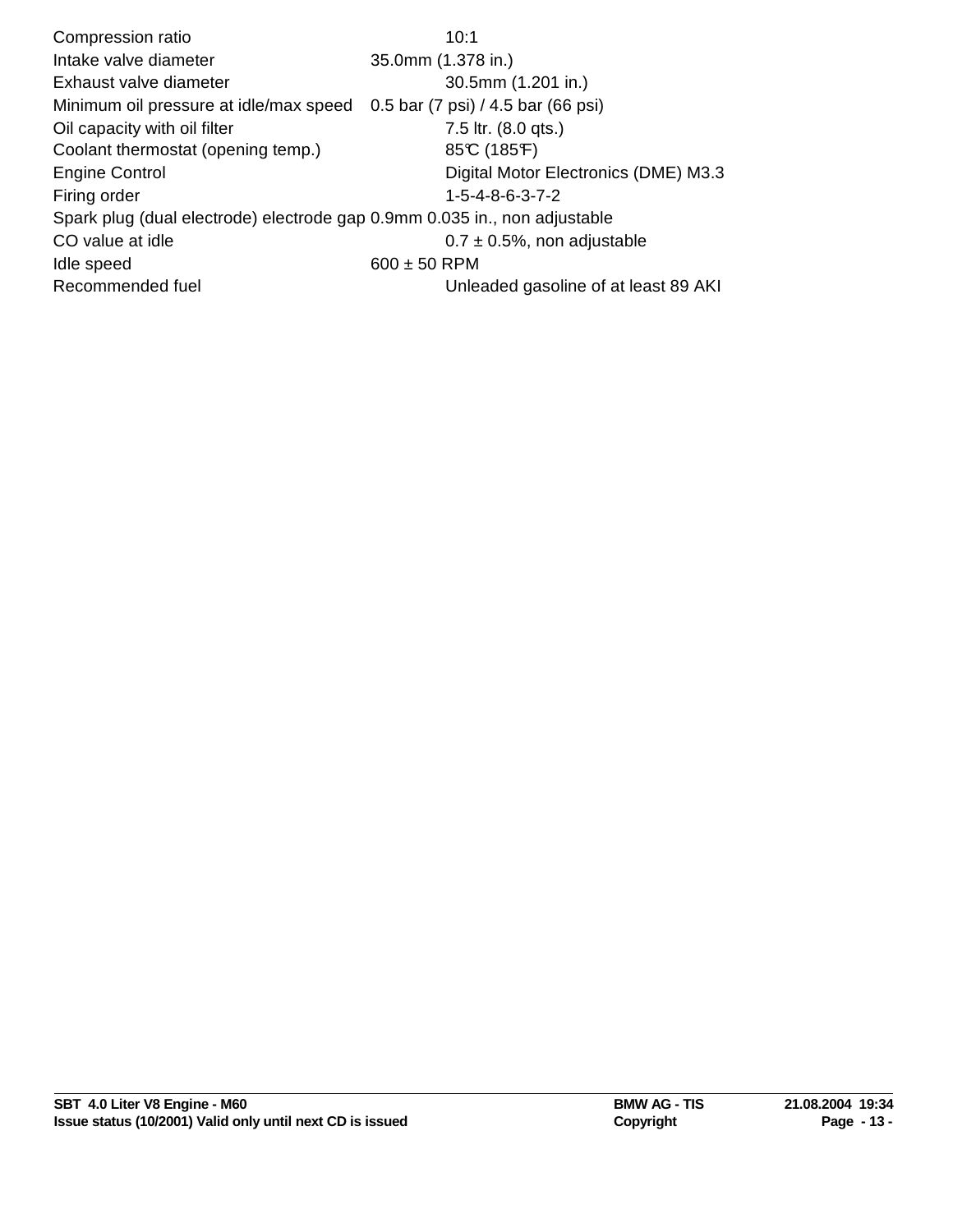| | |
|---|---|
| Compression ratio | 10:1 |
| Intake valve diameter | 35.0mm (1.378 in.) |
| Exhaust valve diameter | 30.5mm (1.201 in.) |
| Minimum oil pressure at idle/max speed | 0.5 bar (7 psi) / 4.5 bar (66 psi) |
| Oil capacity with oil filter | 7.5 ltr. (8.0 qts.) |
| Coolant thermostat (opening temp.) | 85℃ (185℉) |
| Engine Control | Digital Motor Electronics (DME) M3.3 |
| Firing order | 1-5-4-8-6-3-7-2 |
| Spark plug (dual electrode) electrode gap | 0.9mm 0.035 in., non adjustable |
| CO value at idle | 0.7 ± 0.5%, non adjustable |
| Idle speed | 600 ± 50 RPM |
| Recommended fuel | Unleaded gasoline of at least 89 AKI |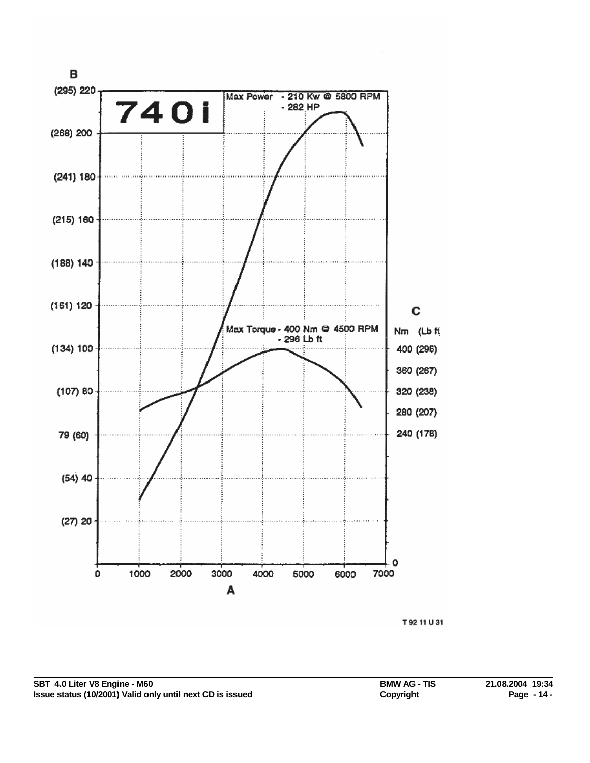B

(295) 220

(268) 200

(241) 180

(215) 160

(188) 140

(161) 120

(134) 100

(107) 80

79 (60)

(54) 40

(27) 20

740i

Max Power - 210 Kw @ 5800 RPM
- 282 HP

Max Torque - 400 Nm @ 4500 RPM
- 296 Lb ft

C

Nm (Lb ft)

400 (296)

360 (267)

320 (238)

280 (207)

240 (178)

0

0 1000 2000 3000 4000 5000 6000 7000

A

T 92 11 U 31